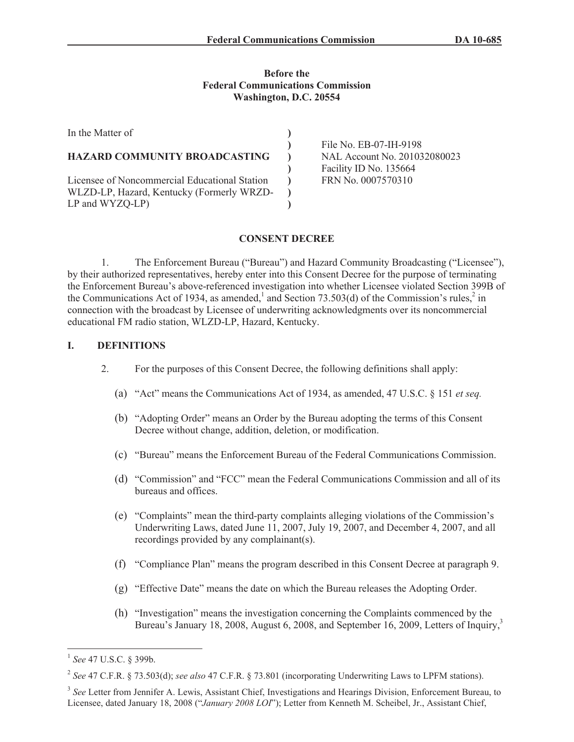**Before the**
**Federal Communications Commission**
**Washington, D.C. 20554**

| | | |
|---|---|---|
| In the Matter of | ) | |
| | ) | File No. EB-07-IH-9198 |
| **HAZARD COMMUNITY BROADCASTING** | ) | NAL Account No. 201032080023 |
| | ) | Facility ID No. 135664 |
| Licensee of Noncommercial Educational Station WLZD-LP, Hazard, Kentucky (Formerly WRZD-LP and WYZQ-LP) | ) | FRN No. 0007570310 |

**CONSENT DECREE**

1. The Enforcement Bureau ("Bureau") and Hazard Community Broadcasting ("Licensee"), by their authorized representatives, hereby enter into this Consent Decree for the purpose of terminating the Enforcement Bureau's above-referenced investigation into whether Licensee violated Section 399B of the Communications Act of 1934, as amended,[1] and Section 73.503(d) of the Commission's rules,[2] in connection with the broadcast by Licensee of underwriting acknowledgments over its noncommercial educational FM radio station, WLZD-LP, Hazard, Kentucky.

## I. DEFINITIONS

2. For the purposes of this Consent Decree, the following definitions shall apply:

(a) "Act" means the Communications Act of 1934, as amended, 47 U.S.C. § 151 *et seq.*

(b) "Adopting Order" means an Order by the Bureau adopting the terms of this Consent Decree without change, addition, deletion, or modification.

(c) "Bureau" means the Enforcement Bureau of the Federal Communications Commission.

(d) "Commission" and "FCC" mean the Federal Communications Commission and all of its bureaus and offices.

(e) "Complaints" mean the third-party complaints alleging violations of the Commission's Underwriting Laws, dated June 11, 2007, July 19, 2007, and December 4, 2007, and all recordings provided by any complainant(s).

(f) "Compliance Plan" means the program described in this Consent Decree at paragraph 9.

(g) "Effective Date" means the date on which the Bureau releases the Adopting Order.

(h) "Investigation" means the investigation concerning the Complaints commenced by the Bureau's January 18, 2008, August 6, 2008, and September 16, 2009, Letters of Inquiry,[3]

---

[1] *See* 47 U.S.C. § 399b.

[2] *See* 47 C.F.R. § 73.503(d); *see also* 47 C.F.R. § 73.801 (incorporating Underwriting Laws to LPFM stations).

[3] *See* Letter from Jennifer A. Lewis, Assistant Chief, Investigations and Hearings Division, Enforcement Bureau, to Licensee, dated January 18, 2008 ("*January 2008 LOI*"); Letter from Kenneth M. Scheibel, Jr., Assistant Chief,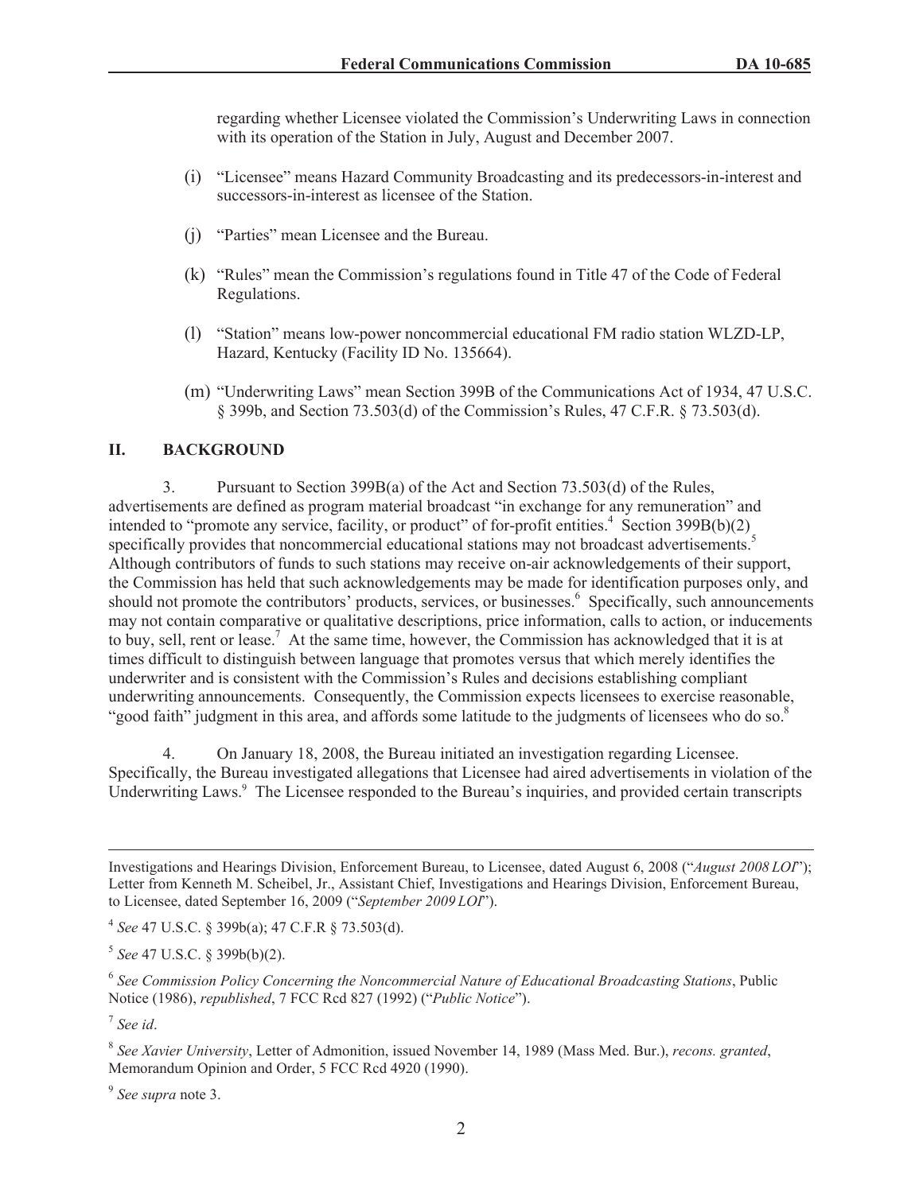regarding whether Licensee violated the Commission's Underwriting Laws in connection with its operation of the Station in July, August and December 2007.

(i) "Licensee" means Hazard Community Broadcasting and its predecessors-in-interest and successors-in-interest as licensee of the Station.

(j) "Parties" mean Licensee and the Bureau.

(k) "Rules" mean the Commission's regulations found in Title 47 of the Code of Federal Regulations.

(l) "Station" means low-power noncommercial educational FM radio station WLZD-LP, Hazard, Kentucky (Facility ID No. 135664).

(m) "Underwriting Laws" mean Section 399B of the Communications Act of 1934, 47 U.S.C. § 399b, and Section 73.503(d) of the Commission's Rules, 47 C.F.R. § 73.503(d).

## II. BACKGROUND

3. Pursuant to Section 399B(a) of the Act and Section 73.503(d) of the Rules, advertisements are defined as program material broadcast "in exchange for any remuneration" and intended to "promote any service, facility, or product" of for-profit entities.[4] Section 399B(b)(2) specifically provides that noncommercial educational stations may not broadcast advertisements.[5] Although contributors of funds to such stations may receive on-air acknowledgements of their support, the Commission has held that such acknowledgements may be made for identification purposes only, and should not promote the contributors' products, services, or businesses.[6] Specifically, such announcements may not contain comparative or qualitative descriptions, price information, calls to action, or inducements to buy, sell, rent or lease.[7] At the same time, however, the Commission has acknowledged that it is at times difficult to distinguish between language that promotes versus that which merely identifies the underwriter and is consistent with the Commission's Rules and decisions establishing compliant underwriting announcements. Consequently, the Commission expects licensees to exercise reasonable, "good faith" judgment in this area, and affords some latitude to the judgments of licensees who do so.[8]

4. On January 18, 2008, the Bureau initiated an investigation regarding Licensee. Specifically, the Bureau investigated allegations that Licensee had aired advertisements in violation of the Underwriting Laws.[9] The Licensee responded to the Bureau's inquiries, and provided certain transcripts

---

Investigations and Hearings Division, Enforcement Bureau, to Licensee, dated August 6, 2008 ("*August 2008 LOI*"); Letter from Kenneth M. Scheibel, Jr., Assistant Chief, Investigations and Hearings Division, Enforcement Bureau, to Licensee, dated September 16, 2009 ("*September 2009 LOI*").

[4] *See* 47 U.S.C. § 399b(a); 47 C.F.R § 73.503(d).

[5] *See* 47 U.S.C. § 399b(b)(2).

[6] *See Commission Policy Concerning the Noncommercial Nature of Educational Broadcasting Stations*, Public Notice (1986), *republished*, 7 FCC Rcd 827 (1992) ("*Public Notice*").

[7] *See id*.

[8] *See Xavier University*, Letter of Admonition, issued November 14, 1989 (Mass Med. Bur.), *recons. granted*, Memorandum Opinion and Order, 5 FCC Rcd 4920 (1990).

[9] *See supra* note 3.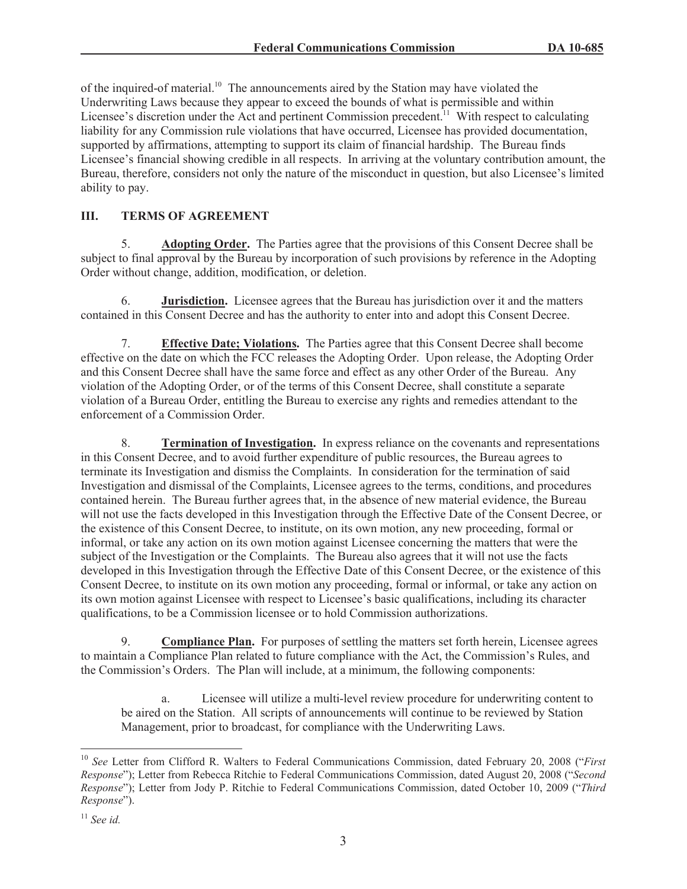of the inquired-of material.[10] The announcements aired by the Station may have violated the Underwriting Laws because they appear to exceed the bounds of what is permissible and within Licensee's discretion under the Act and pertinent Commission precedent.[11] With respect to calculating liability for any Commission rule violations that have occurred, Licensee has provided documentation, supported by affirmations, attempting to support its claim of financial hardship. The Bureau finds Licensee's financial showing credible in all respects. In arriving at the voluntary contribution amount, the Bureau, therefore, considers not only the nature of the misconduct in question, but also Licensee's limited ability to pay.

## III. TERMS OF AGREEMENT

5. **Adopting Order.** The Parties agree that the provisions of this Consent Decree shall be subject to final approval by the Bureau by incorporation of such provisions by reference in the Adopting Order without change, addition, modification, or deletion.

6. **Jurisdiction.** Licensee agrees that the Bureau has jurisdiction over it and the matters contained in this Consent Decree and has the authority to enter into and adopt this Consent Decree.

7. **Effective Date; Violations.** The Parties agree that this Consent Decree shall become effective on the date on which the FCC releases the Adopting Order. Upon release, the Adopting Order and this Consent Decree shall have the same force and effect as any other Order of the Bureau. Any violation of the Adopting Order, or of the terms of this Consent Decree, shall constitute a separate violation of a Bureau Order, entitling the Bureau to exercise any rights and remedies attendant to the enforcement of a Commission Order.

8. **Termination of Investigation.** In express reliance on the covenants and representations in this Consent Decree, and to avoid further expenditure of public resources, the Bureau agrees to terminate its Investigation and dismiss the Complaints. In consideration for the termination of said Investigation and dismissal of the Complaints, Licensee agrees to the terms, conditions, and procedures contained herein. The Bureau further agrees that, in the absence of new material evidence, the Bureau will not use the facts developed in this Investigation through the Effective Date of the Consent Decree, or the existence of this Consent Decree, to institute, on its own motion, any new proceeding, formal or informal, or take any action on its own motion against Licensee concerning the matters that were the subject of the Investigation or the Complaints. The Bureau also agrees that it will not use the facts developed in this Investigation through the Effective Date of this Consent Decree, or the existence of this Consent Decree, to institute on its own motion any proceeding, formal or informal, or take any action on its own motion against Licensee with respect to Licensee's basic qualifications, including its character qualifications, to be a Commission licensee or to hold Commission authorizations.

9. **Compliance Plan.** For purposes of settling the matters set forth herein, Licensee agrees to maintain a Compliance Plan related to future compliance with the Act, the Commission's Rules, and the Commission's Orders. The Plan will include, at a minimum, the following components:

a. Licensee will utilize a multi-level review procedure for underwriting content to be aired on the Station. All scripts of announcements will continue to be reviewed by Station Management, prior to broadcast, for compliance with the Underwriting Laws.

---

[10] *See* Letter from Clifford R. Walters to Federal Communications Commission, dated February 20, 2008 ("*First Response*"); Letter from Rebecca Ritchie to Federal Communications Commission, dated August 20, 2008 ("*Second Response*"); Letter from Jody P. Ritchie to Federal Communications Commission, dated October 10, 2009 ("*Third Response*").

[11] *See id.*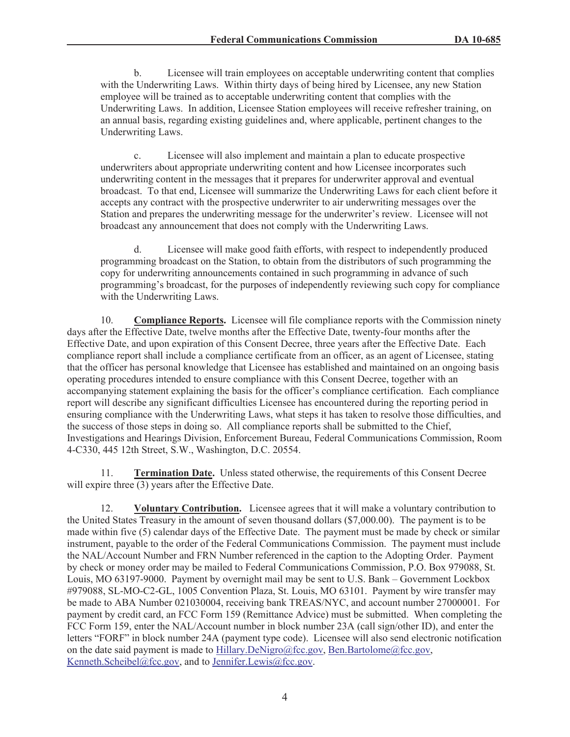b. Licensee will train employees on acceptable underwriting content that complies with the Underwriting Laws. Within thirty days of being hired by Licensee, any new Station employee will be trained as to acceptable underwriting content that complies with the Underwriting Laws. In addition, Licensee Station employees will receive refresher training, on an annual basis, regarding existing guidelines and, where applicable, pertinent changes to the Underwriting Laws.

c. Licensee will also implement and maintain a plan to educate prospective underwriters about appropriate underwriting content and how Licensee incorporates such underwriting content in the messages that it prepares for underwriter approval and eventual broadcast. To that end, Licensee will summarize the Underwriting Laws for each client before it accepts any contract with the prospective underwriter to air underwriting messages over the Station and prepares the underwriting message for the underwriter's review. Licensee will not broadcast any announcement that does not comply with the Underwriting Laws.

d. Licensee will make good faith efforts, with respect to independently produced programming broadcast on the Station, to obtain from the distributors of such programming the copy for underwriting announcements contained in such programming in advance of such programming's broadcast, for the purposes of independently reviewing such copy for compliance with the Underwriting Laws.

10. **Compliance Reports.** Licensee will file compliance reports with the Commission ninety days after the Effective Date, twelve months after the Effective Date, twenty-four months after the Effective Date, and upon expiration of this Consent Decree, three years after the Effective Date. Each compliance report shall include a compliance certificate from an officer, as an agent of Licensee, stating that the officer has personal knowledge that Licensee has established and maintained on an ongoing basis operating procedures intended to ensure compliance with this Consent Decree, together with an accompanying statement explaining the basis for the officer's compliance certification. Each compliance report will describe any significant difficulties Licensee has encountered during the reporting period in ensuring compliance with the Underwriting Laws, what steps it has taken to resolve those difficulties, and the success of those steps in doing so. All compliance reports shall be submitted to the Chief, Investigations and Hearings Division, Enforcement Bureau, Federal Communications Commission, Room 4-C330, 445 12th Street, S.W., Washington, D.C. 20554.

11. **Termination Date.** Unless stated otherwise, the requirements of this Consent Decree will expire three (3) years after the Effective Date.

12. **Voluntary Contribution.** Licensee agrees that it will make a voluntary contribution to the United States Treasury in the amount of seven thousand dollars ($7,000.00). The payment is to be made within five (5) calendar days of the Effective Date. The payment must be made by check or similar instrument, payable to the order of the Federal Communications Commission. The payment must include the NAL/Account Number and FRN Number referenced in the caption to the Adopting Order. Payment by check or money order may be mailed to Federal Communications Commission, P.O. Box 979088, St. Louis, MO 63197-9000. Payment by overnight mail may be sent to U.S. Bank – Government Lockbox #979088, SL-MO-C2-GL, 1005 Convention Plaza, St. Louis, MO 63101. Payment by wire transfer may be made to ABA Number 021030004, receiving bank TREAS/NYC, and account number 27000001. For payment by credit card, an FCC Form 159 (Remittance Advice) must be submitted. When completing the FCC Form 159, enter the NAL/Account number in block number 23A (call sign/other ID), and enter the letters "FORF" in block number 24A (payment type code). Licensee will also send electronic notification on the date said payment is made to Hillary.DeNigro@fcc.gov, Ben.Bartolome@fcc.gov, Kenneth.Scheibel@fcc.gov, and to Jennifer.Lewis@fcc.gov.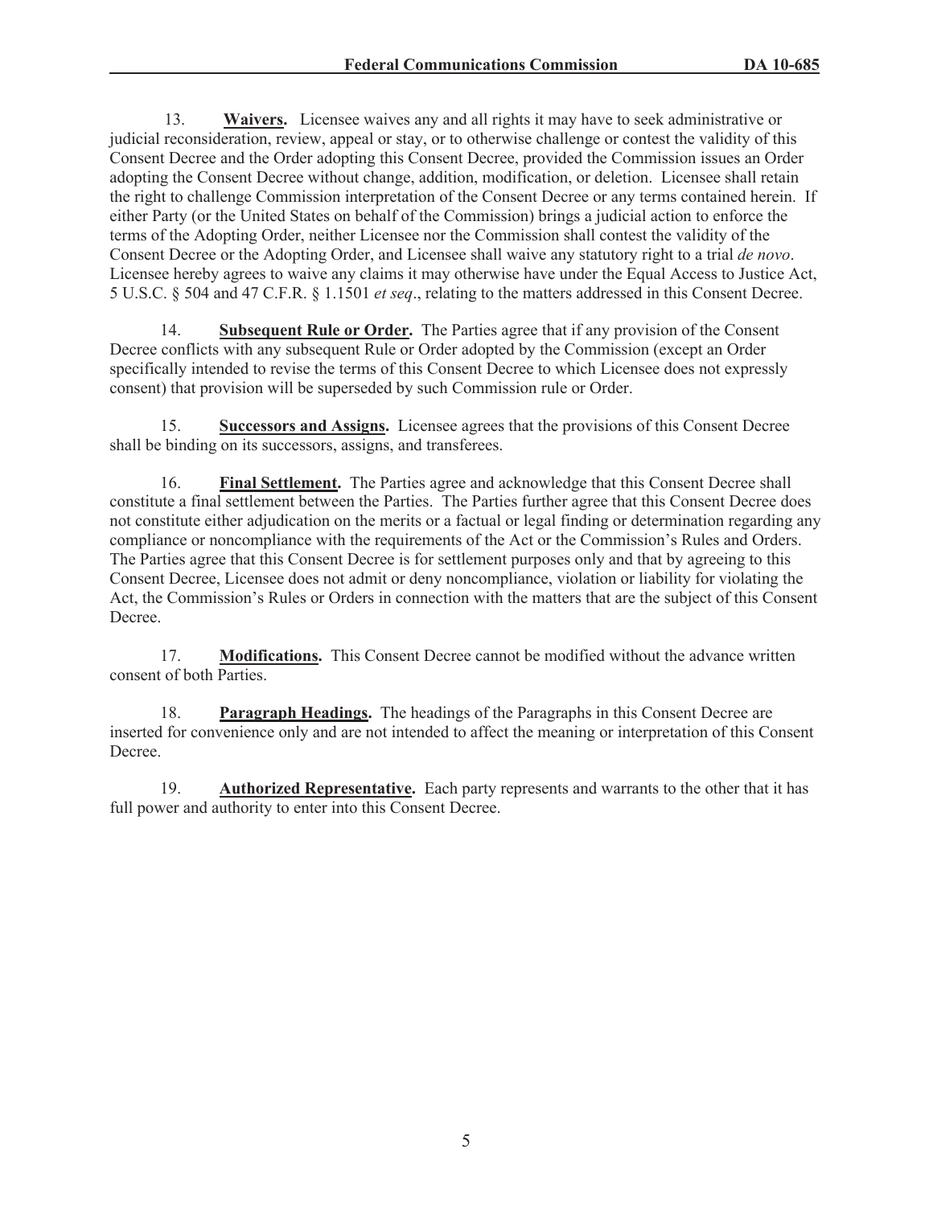13. **Waivers.** Licensee waives any and all rights it may have to seek administrative or judicial reconsideration, review, appeal or stay, or to otherwise challenge or contest the validity of this Consent Decree and the Order adopting this Consent Decree, provided the Commission issues an Order adopting the Consent Decree without change, addition, modification, or deletion. Licensee shall retain the right to challenge Commission interpretation of the Consent Decree or any terms contained herein. If either Party (or the United States on behalf of the Commission) brings a judicial action to enforce the terms of the Adopting Order, neither Licensee nor the Commission shall contest the validity of the Consent Decree or the Adopting Order, and Licensee shall waive any statutory right to a trial *de novo*. Licensee hereby agrees to waive any claims it may otherwise have under the Equal Access to Justice Act, 5 U.S.C. § 504 and 47 C.F.R. § 1.1501 *et seq*., relating to the matters addressed in this Consent Decree.

14. **Subsequent Rule or Order.** The Parties agree that if any provision of the Consent Decree conflicts with any subsequent Rule or Order adopted by the Commission (except an Order specifically intended to revise the terms of this Consent Decree to which Licensee does not expressly consent) that provision will be superseded by such Commission rule or Order.

15. **Successors and Assigns.** Licensee agrees that the provisions of this Consent Decree shall be binding on its successors, assigns, and transferees.

16. **Final Settlement.** The Parties agree and acknowledge that this Consent Decree shall constitute a final settlement between the Parties. The Parties further agree that this Consent Decree does not constitute either adjudication on the merits or a factual or legal finding or determination regarding any compliance or noncompliance with the requirements of the Act or the Commission's Rules and Orders. The Parties agree that this Consent Decree is for settlement purposes only and that by agreeing to this Consent Decree, Licensee does not admit or deny noncompliance, violation or liability for violating the Act, the Commission's Rules or Orders in connection with the matters that are the subject of this Consent Decree.

17. **Modifications.** This Consent Decree cannot be modified without the advance written consent of both Parties.

18. **Paragraph Headings.** The headings of the Paragraphs in this Consent Decree are inserted for convenience only and are not intended to affect the meaning or interpretation of this Consent Decree.

19. **Authorized Representative.** Each party represents and warrants to the other that it has full power and authority to enter into this Consent Decree.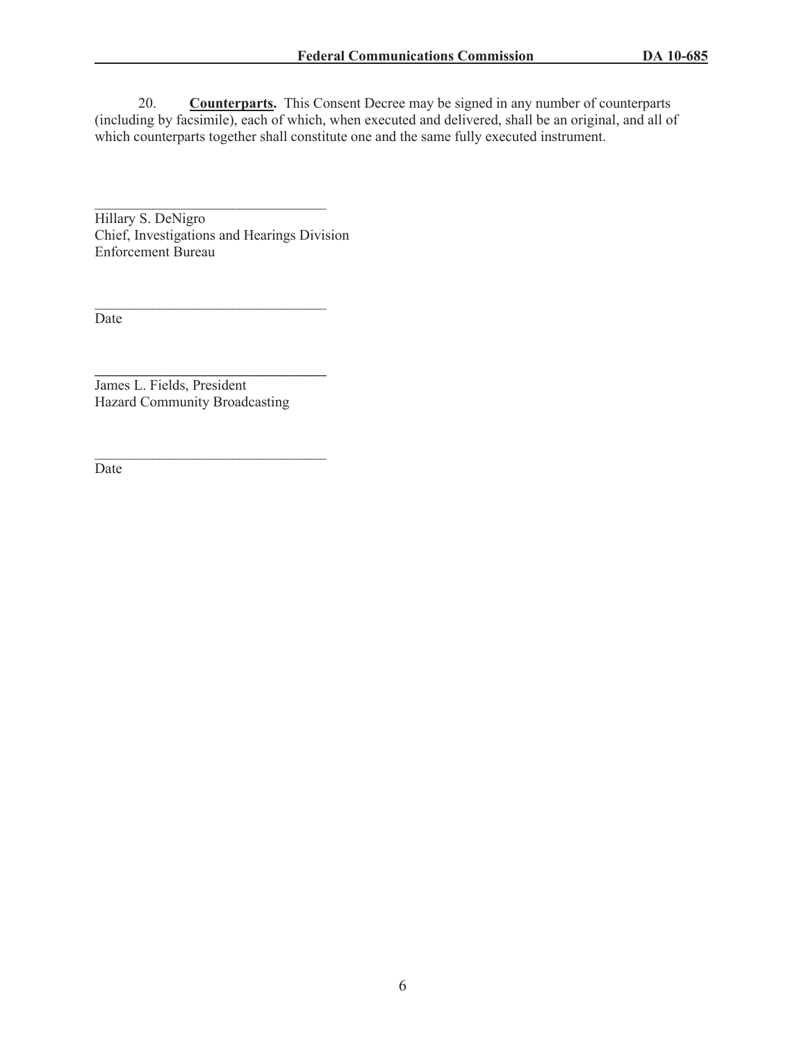20. **Counterparts.** This Consent Decree may be signed in any number of counterparts (including by facsimile), each of which, when executed and delivered, shall be an original, and all of which counterparts together shall constitute one and the same fully executed instrument.

\_\_\_\_\_\_\_\_\_\_\_\_\_\_\_\_\_\_\_\_\_\_\_\_\_\_\_\_\_\_\_\_
Hillary S. DeNigro
Chief, Investigations and Hearings Division
Enforcement Bureau

\_\_\_\_\_\_\_\_\_\_\_\_\_\_\_\_\_\_\_\_\_\_\_\_\_\_\_\_\_\_\_\_
Date

\_\_\_\_\_\_\_\_\_\_\_\_\_\_\_\_\_\_\_\_\_\_\_\_\_\_\_\_\_\_\_\_
James L. Fields, President
Hazard Community Broadcasting

\_\_\_\_\_\_\_\_\_\_\_\_\_\_\_\_\_\_\_\_\_\_\_\_\_\_\_\_\_\_\_\_
Date